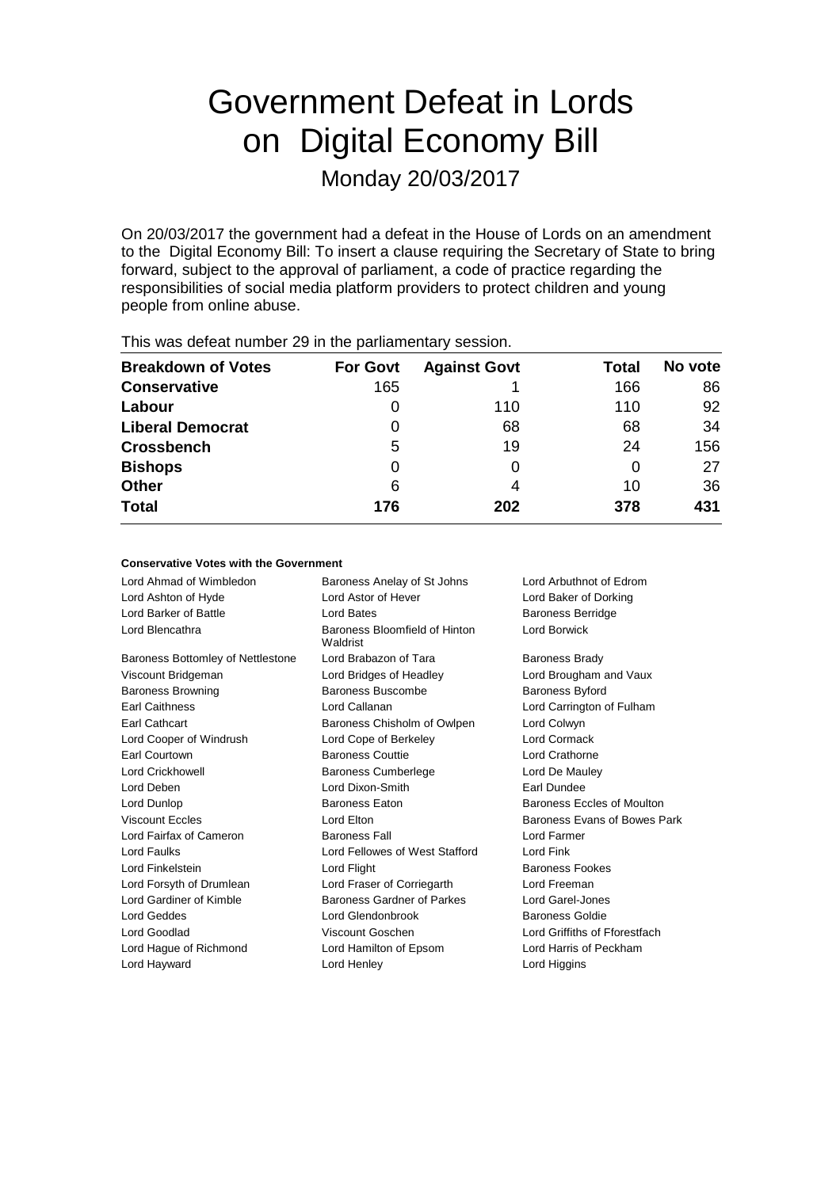# Government Defeat in Lords on Digital Economy Bill

Monday 20/03/2017

On 20/03/2017 the government had a defeat in the House of Lords on an amendment to the Digital Economy Bill: To insert a clause requiring the Secretary of State to bring forward, subject to the approval of parliament, a code of practice regarding the responsibilities of social media platform providers to protect children and young people from online abuse.

This was defeat number 29 in the parliamentary session.

| Breakdown of Votes | For Govt | Against Govt | Total | No vote |
|---|---|---|---|---|
| **Conservative** | 165 | 1 | 166 | 86 |
| **Labour** | 0 | 110 | 110 | 92 |
| **Liberal Democrat** | 0 | 68 | 68 | 34 |
| **Crossbench** | 5 | 19 | 24 | 156 |
| **Bishops** | 0 | 0 | 0 | 27 |
| **Other** | 6 | 4 | 10 | 36 |
| **Total** | **176** | **202** | **378** | **431** |

#### Conservative Votes with the Government

| | | |
|---|---|---|
| Lord Ahmad of Wimbledon | Baroness Anelay of St Johns | Lord Arbuthnot of Edrom |
| Lord Ashton of Hyde | Lord Astor of Hever | Lord Baker of Dorking |
| Lord Barker of Battle | Lord Bates | Baroness Berridge |
| Lord Blencathra | Baroness Bloomfield of Hinton Waldrist | Lord Borwick |
| Baroness Bottomley of Nettlestone | Lord Brabazon of Tara | Baroness Brady |
| Viscount Bridgeman | Lord Bridges of Headley | Lord Brougham and Vaux |
| Baroness Browning | Baroness Buscombe | Baroness Byford |
| Earl Caithness | Lord Callanan | Lord Carrington of Fulham |
| Earl Cathcart | Baroness Chisholm of Owlpen | Lord Colwyn |
| Lord Cooper of Windrush | Lord Cope of Berkeley | Lord Cormack |
| Earl Courtown | Baroness Couttie | Lord Crathorne |
| Lord Crickhowell | Baroness Cumberlege | Lord De Mauley |
| Lord Deben | Lord Dixon-Smith | Earl Dundee |
| Lord Dunlop | Baroness Eaton | Baroness Eccles of Moulton |
| Viscount Eccles | Lord Elton | Baroness Evans of Bowes Park |
| Lord Fairfax of Cameron | Baroness Fall | Lord Farmer |
| Lord Faulks | Lord Fellowes of West Stafford | Lord Fink |
| Lord Finkelstein | Lord Flight | Baroness Fookes |
| Lord Forsyth of Drumlean | Lord Fraser of Corriegarth | Lord Freeman |
| Lord Gardiner of Kimble | Baroness Gardner of Parkes | Lord Garel-Jones |
| Lord Geddes | Lord Glendonbrook | Baroness Goldie |
| Lord Goodlad | Viscount Goschen | Lord Griffiths of Fforestfach |
| Lord Hague of Richmond | Lord Hamilton of Epsom | Lord Harris of Peckham |
| Lord Hayward | Lord Henley | Lord Higgins |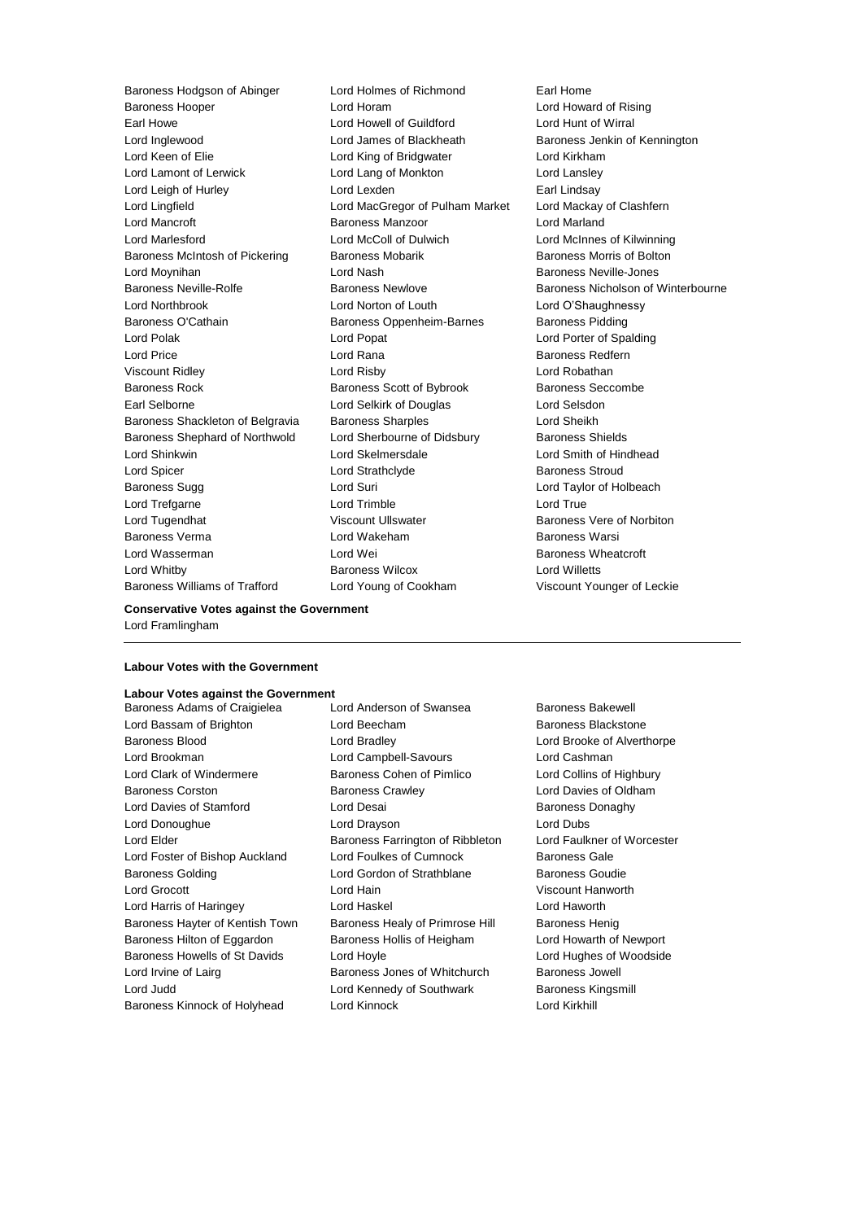Baroness Hodgson of Abinger
Lord Holmes of Richmond
Earl Home
Baroness Hooper
Lord Horam
Lord Howard of Rising
Earl Howe
Lord Howell of Guildford
Lord Hunt of Wirral
Lord Inglewood
Lord James of Blackheath
Baroness Jenkin of Kennington
Lord Keen of Elie
Lord King of Bridgwater
Lord Kirkham
Lord Lamont of Lerwick
Lord Lang of Monkton
Lord Lansley
Lord Leigh of Hurley
Lord Lexden
Earl Lindsay
Lord Lingfield
Lord MacGregor of Pulham Market
Lord Mackay of Clashfern
Lord Mancroft
Baroness Manzoor
Lord Marland
Lord Marlesford
Lord McColl of Dulwich
Lord McInnes of Kilwinning
Baroness McIntosh of Pickering
Baroness Mobarik
Baroness Morris of Bolton
Lord Moynihan
Lord Nash
Baroness Neville-Jones
Baroness Neville-Rolfe
Baroness Newlove
Baroness Nicholson of Winterbourne
Lord Northbrook
Lord Norton of Louth
Lord O'Shaughnessy
Baroness O'Cathain
Baroness Oppenheim-Barnes
Baroness Pidding
Lord Polak
Lord Popat
Lord Porter of Spalding
Lord Price
Lord Rana
Baroness Redfern
Viscount Ridley
Lord Risby
Lord Robathan
Baroness Rock
Baroness Scott of Bybrook
Baroness Seccombe
Earl Selborne
Lord Selkirk of Douglas
Lord Selsdon
Baroness Shackleton of Belgravia
Baroness Sharples
Lord Sheikh
Baroness Shephard of Northwold
Lord Sherbourne of Didsbury
Baroness Shields
Lord Shinkwin
Lord Skelmersdale
Lord Smith of Hindhead
Lord Spicer
Lord Strathclyde
Baroness Stroud
Baroness Sugg
Lord Suri
Lord Taylor of Holbeach
Lord Trefgarne
Lord Trimble
Lord True
Lord Tugendhat
Viscount Ullswater
Baroness Vere of Norbiton
Baroness Verma
Lord Wakeham
Baroness Warsi
Lord Wasserman
Lord Wei
Baroness Wheatcroft
Lord Whitby
Baroness Wilcox
Lord Willetts
Baroness Williams of Trafford
Lord Young of Cookham
Viscount Younger of Leckie

**Conservative Votes against the Government**

Lord Framlingham

---

**Labour Votes with the Government**

**Labour Votes against the Government**

Baroness Adams of Craigielea
Lord Anderson of Swansea
Baroness Bakewell
Lord Bassam of Brighton
Lord Beecham
Baroness Blackstone
Baroness Blood
Lord Bradley
Lord Brooke of Alverthorpe
Lord Brookman
Lord Campbell-Savours
Lord Cashman
Lord Clark of Windermere
Baroness Cohen of Pimlico
Lord Collins of Highbury
Baroness Corston
Baroness Crawley
Lord Davies of Oldham
Lord Davies of Stamford
Lord Desai
Baroness Donaghy
Lord Donoughue
Lord Drayson
Lord Dubs
Lord Elder
Baroness Farrington of Ribbleton
Lord Faulkner of Worcester
Lord Foster of Bishop Auckland
Lord Foulkes of Cumnock
Baroness Gale
Baroness Golding
Lord Gordon of Strathblane
Baroness Goudie
Lord Grocott
Lord Hain
Viscount Hanworth
Lord Harris of Haringey
Lord Haskel
Lord Haworth
Baroness Hayter of Kentish Town
Baroness Healy of Primrose Hill
Baroness Henig
Baroness Hilton of Eggardon
Baroness Hollis of Heigham
Lord Howarth of Newport
Baroness Howells of St Davids
Lord Hoyle
Lord Hughes of Woodside
Lord Irvine of Lairg
Baroness Jones of Whitchurch
Baroness Jowell
Lord Judd
Lord Kennedy of Southwark
Baroness Kingsmill
Baroness Kinnock of Holyhead
Lord Kinnock
Lord Kirkhill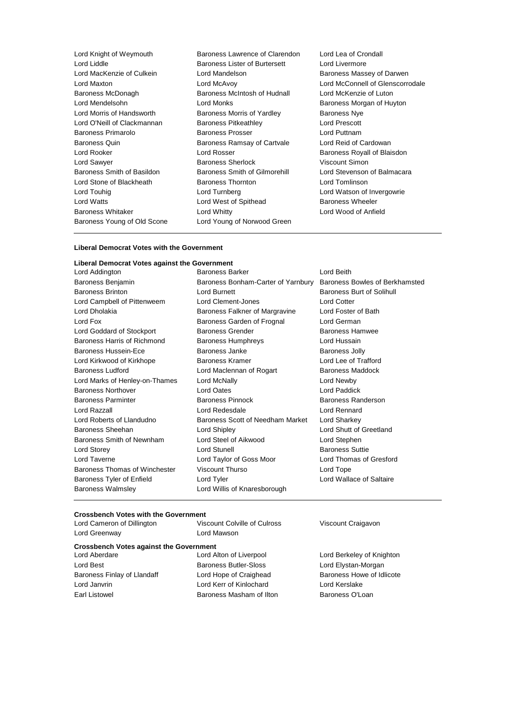Lord Knight of Weymouth, Baroness Lawrence of Clarendon, Lord Lea of Crondall, Lord Liddle, Baroness Lister of Burtersett, Lord Livermore, Lord MacKenzie of Culkein, Lord Mandelson, Baroness Massey of Darwen, Lord Maxton, Lord McAvoy, Lord McConnell of Glenscorrodale, Baroness McDonagh, Baroness McIntosh of Hudnall, Lord McKenzie of Luton, Lord Mendelsohn, Lord Monks, Baroness Morgan of Huyton, Lord Morris of Handsworth, Baroness Morris of Yardley, Baroness Nye, Lord O'Neill of Clackmannan, Baroness Pitkeathley, Lord Prescott, Baroness Primarolo, Baroness Prosser, Lord Puttnam, Baroness Quin, Baroness Ramsay of Cartvale, Lord Reid of Cardowan, Lord Rooker, Lord Rosser, Baroness Royall of Blaisdon, Lord Sawyer, Baroness Sherlock, Viscount Simon, Baroness Smith of Basildon, Baroness Smith of Gilmorehill, Lord Stevenson of Balmacara, Lord Stone of Blackheath, Baroness Thornton, Lord Tomlinson, Lord Touhig, Lord Turnberg, Lord Watson of Invergowrie, Lord Watts, Lord West of Spithead, Baroness Wheeler, Baroness Whitaker, Lord Whitty, Lord Wood of Anfield, Baroness Young of Old Scone, Lord Young of Norwood Green

**Liberal Democrat Votes with the Government**

**Liberal Democrat Votes against the Government**

Lord Addington, Baroness Barker, Lord Beith, Baroness Benjamin, Baroness Bonham-Carter of Yarnbury, Baroness Bowles of Berkhamsted, Baroness Brinton, Lord Burnett, Baroness Burt of Solihull, Lord Campbell of Pittenweem, Lord Clement-Jones, Lord Cotter, Lord Dholakia, Baroness Falkner of Margravine, Lord Foster of Bath, Lord Fox, Baroness Garden of Frognal, Lord German, Lord Goddard of Stockport, Baroness Grender, Baroness Hamwee, Baroness Harris of Richmond, Baroness Humphreys, Lord Hussain, Baroness Hussein-Ece, Baroness Janke, Baroness Jolly, Lord Kirkwood of Kirkhope, Baroness Kramer, Lord Lee of Trafford, Baroness Ludford, Lord Maclennan of Rogart, Baroness Maddock, Lord Marks of Henley-on-Thames, Lord McNally, Lord Newby, Baroness Northover, Lord Oates, Lord Paddick, Baroness Parminter, Baroness Pinnock, Baroness Randerson, Lord Razzall, Lord Redesdale, Lord Rennard, Lord Roberts of Llandudno, Baroness Scott of Needham Market, Lord Sharkey, Baroness Sheehan, Lord Shipley, Lord Shutt of Greetland, Baroness Smith of Newnham, Lord Steel of Aikwood, Lord Stephen, Lord Storey, Lord Stunell, Baroness Suttie, Lord Taverne, Lord Taylor of Goss Moor, Lord Thomas of Gresford, Baroness Thomas of Winchester, Viscount Thurso, Lord Tope, Baroness Tyler of Enfield, Lord Tyler, Lord Wallace of Saltaire, Baroness Walmsley, Lord Willis of Knaresborough

**Crossbench Votes with the Government**

Lord Cameron of Dillington, Viscount Colville of Culross, Viscount Craigavon, Lord Greenway, Lord Mawson

**Crossbench Votes against the Government**

Lord Aberdare, Lord Alton of Liverpool, Lord Berkeley of Knighton, Lord Best, Baroness Butler-Sloss, Lord Elystan-Morgan, Baroness Finlay of Llandaff, Lord Hope of Craighead, Baroness Howe of Idlicote, Lord Janvrin, Lord Kerr of Kinlochard, Lord Kerslake, Earl Listowel, Baroness Masham of Ilton, Baroness O'Loan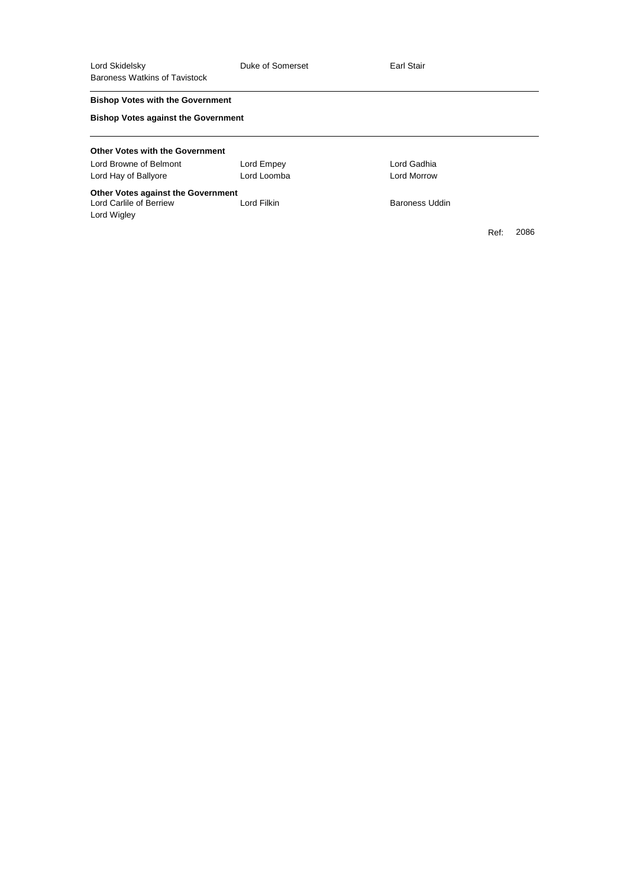Lord Skidelsky
Duke of Somerset
Earl Stair
Baroness Watkins of Tavistock

---

**Bishop Votes with the Government**

**Bishop Votes against the Government**

---

**Other Votes with the Government**

Lord Browne of Belmont
Lord Empey
Lord Gadhia
Lord Hay of Ballyore
Lord Loomba
Lord Morrow

**Other Votes against the Government**

Lord Carlile of Berriew
Lord Filkin
Baroness Uddin
Lord Wigley

Ref: 2086